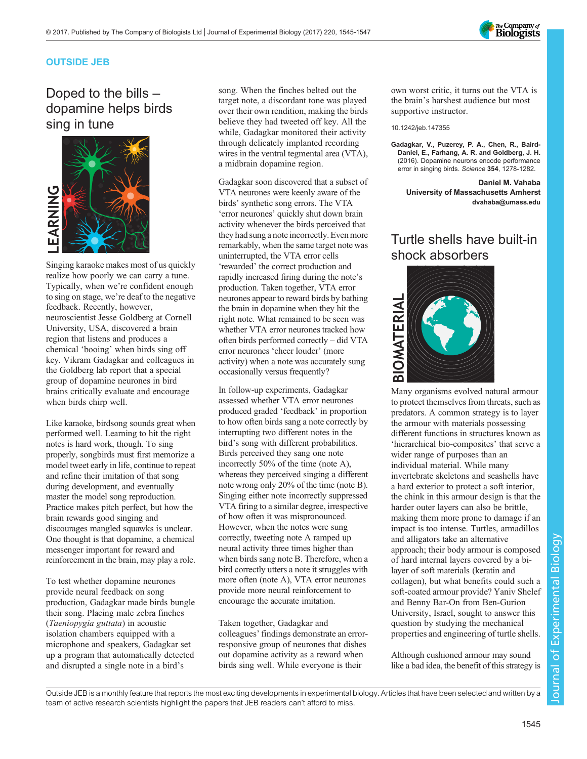# OUTSIDE JEB

## Doped to the bills – dopamine helps birds sing in tune

Singing karaoke makes most of us quickly realize how poorly we can carry a tune. Typically, when we're confident enough to sing on stage, we're deaf to the negative feedback. Recently, however, neuroscientist Jesse Goldberg at Cornell University, USA, discovered a brain region that listens and produces a chemical 'booing' when birds sing off key. Vikram Gadagkar and colleagues in the Goldberg lab report that a special group of dopamine neurones in bird brains critically evaluate and encourage when birds chirp well.

Like karaoke, birdsong sounds great when performed well. Learning to hit the right notes is hard work, though. To sing properly, songbirds must first memorize a model tweet early in life, continue to repeat and refine their imitation of that song during development, and eventually master the model song reproduction. Practice makes pitch perfect, but how the brain rewards good singing and discourages mangled squawks is unclear. One thought is that dopamine, a chemical messenger important for reward and reinforcement in the brain, may play a role.

To test whether dopamine neurones provide neural feedback on song production, Gadagkar made birds bungle their song. Placing male zebra finches (*Taeniopygia guttata*) in acoustic isolation chambers equipped with a microphone and speakers, Gadagkar set up a program that automatically detected and disrupted a single note in a bird's song. When the finches belted out the target note, a discordant tone was played over their own rendition, making the birds believe they had tweeted off key. All the while, Gadagkar monitored their activity through delicately implanted recording wires in the ventral tegmental area (VTA), a midbrain dopamine region.

Gadagkar soon discovered that a subset of VTA neurones were keenly aware of the birds' synthetic song errors. The VTA 'error neurones' quickly shut down brain activity whenever the birds perceived that they had sung a note incorrectly. Even more remarkably, when the same target note was uninterrupted, the VTA error cells 'rewarded' the correct production and rapidly increased firing during the note's production. Taken together, VTA error neurones appear to reward birds by bathing the brain in dopamine when they hit the right note. What remained to be seen was whether VTA error neurones tracked how often birds performed correctly – did VTA error neurones 'cheer louder' (more activity) when a note was accurately sung occasionally versus frequently?

In follow-up experiments, Gadagkar assessed whether VTA error neurones produced graded 'feedback' in proportion to how often birds sang a note correctly by interrupting two different notes in the bird's song with different probabilities. Birds perceived they sang one note incorrectly 50% of the time (note A), whereas they perceived singing a different note wrong only 20% of the time (note B). Singing either note incorrectly suppressed VTA firing to a similar degree, irrespective of how often it was mispronounced. However, when the notes were sung correctly, tweeting note A ramped up neural activity three times higher than when birds sang note B. Therefore, when a bird correctly utters a note it struggles with more often (note A), VTA error neurones provide more neural reinforcement to encourage the accurate imitation.

Taken together, Gadagkar and colleagues' findings demonstrate an error-responsive group of neurones that dishes out dopamine activity as a reward when birds sing well. While everyone is their own worst critic, it turns out the VTA is the brain's harshest audience but most supportive instructor.

10.1242/jeb.147355

**Gadagkar, V., Puzerey, P. A., Chen, R., Baird-Daniel, E., Farhang, A. R. and Goldberg, J. H.** (2016). Dopamine neurons encode performance error in singing birds. *Science* **354**, 1278-1282.

**Daniel M. Vahaba**
**University of Massachusetts Amherst**
**dvahaba@umass.edu**

## Turtle shells have built-in shock absorbers

Many organisms evolved natural armour to protect themselves from threats, such as predators. A common strategy is to layer the armour with materials possessing different functions in structures known as 'hierarchical bio-composites' that serve a wider range of purposes than an individual material. While many invertebrate skeletons and seashells have a hard exterior to protect a soft interior, the chink in this armour design is that the harder outer layers can also be brittle, making them more prone to damage if an impact is too intense. Turtles, armadillos and alligators take an alternative approach; their body armour is composed of hard internal layers covered by a bi-layer of soft materials (keratin and collagen), but what benefits could such a soft-coated armour provide? Yaniv Shelef and Benny Bar-On from Ben-Gurion University, Israel, sought to answer this question by studying the mechanical properties and engineering of turtle shells.

Although cushioned armour may sound like a bad idea, the benefit of this strategy is

Outside JEB is a monthly feature that reports the most exciting developments in experimental biology. Articles that have been selected and written by a team of active research scientists highlight the papers that JEB readers can't afford to miss.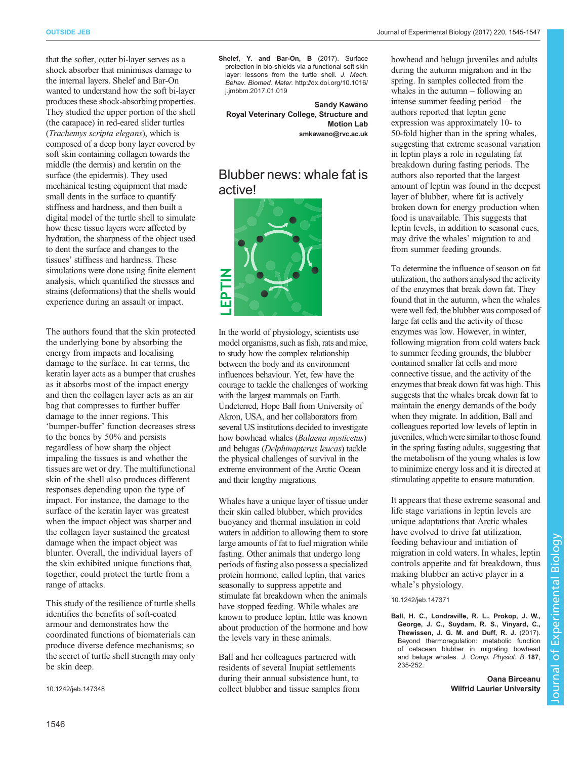that the softer, outer bi-layer serves as a shock absorber that minimises damage to the internal layers. Shelef and Bar-On wanted to understand how the soft bi-layer produces these shock-absorbing properties. They studied the upper portion of the shell (the carapace) in red-eared slider turtles (*Trachemys scripta elegans*), which is composed of a deep bony layer covered by soft skin containing collagen towards the middle (the dermis) and keratin on the surface (the epidermis). They used mechanical testing equipment that made small dents in the surface to quantify stiffness and hardness, and then built a digital model of the turtle shell to simulate how these tissue layers were affected by hydration, the sharpness of the object used to dent the surface and changes to the tissues' stiffness and hardness. These simulations were done using finite element analysis, which quantified the stresses and strains (deformations) that the shells would experience during an assault or impact.

The authors found that the skin protected the underlying bone by absorbing the energy from impacts and localising damage to the surface. In car terms, the keratin layer acts as a bumper that crushes as it absorbs most of the impact energy and then the collagen layer acts as an air bag that compresses to further buffer damage to the inner regions. This 'bumper-buffer' function decreases stress to the bones by 50% and persists regardless of how sharp the object impaling the tissues is and whether the tissues are wet or dry. The multifunctional skin of the shell also produces different responses depending upon the type of impact. For instance, the damage to the surface of the keratin layer was greatest when the impact object was sharper and the collagen layer sustained the greatest damage when the impact object was blunter. Overall, the individual layers of the skin exhibited unique functions that, together, could protect the turtle from a range of attacks.

This study of the resilience of turtle shells identifies the benefits of soft-coated armour and demonstrates how the coordinated functions of biomaterials can produce diverse defence mechanisms; so the secret of turtle shell strength may only be skin deep.

10.1242/jeb.147348

**Shelef, Y. and Bar-On, B** (2017). Surface protection in bio-shields via a functional soft skin layer: lessons from the turtle shell. *J. Mech. Behav. Biomed. Mater.* http://dx.doi.org/10.1016/j.jmbbm.2017.01.019

**Sandy Kawano**
**Royal Veterinary College, Structure and Motion Lab**
**smkawano@rvc.ac.uk**

# Blubber news: whale fat is active!

LEPTIN

In the world of physiology, scientists use model organisms, such as fish, rats and mice, to study how the complex relationship between the body and its environment influences behaviour. Yet, few have the courage to tackle the challenges of working with the largest mammals on Earth. Undeterred, Hope Ball from University of Akron, USA, and her collaborators from several US institutions decided to investigate how bowhead whales (*Balaena mysticetus*) and belugas (*Delphinapterus leucas*) tackle the physical challenges of survival in the extreme environment of the Arctic Ocean and their lengthy migrations.

Whales have a unique layer of tissue under their skin called blubber, which provides buoyancy and thermal insulation in cold waters in addition to allowing them to store large amounts of fat to fuel migration while fasting. Other animals that undergo long periods of fasting also possess a specialized protein hormone, called leptin, that varies seasonally to suppress appetite and stimulate fat breakdown when the animals have stopped feeding. While whales are known to produce leptin, little was known about production of the hormone and how the levels vary in these animals.

Ball and her colleagues partnered with residents of several Inupiat settlements during their annual subsistence hunt, to collect blubber and tissue samples from bowhead and beluga juveniles and adults during the autumn migration and in the spring. In samples collected from the whales in the autumn – following an intense summer feeding period – the authors reported that leptin gene expression was approximately 10- to 50-fold higher than in the spring whales, suggesting that extreme seasonal variation in leptin plays a role in regulating fat breakdown during fasting periods. The authors also reported that the largest amount of leptin was found in the deepest layer of blubber, where fat is actively broken down for energy production when food is unavailable. This suggests that leptin levels, in addition to seasonal cues, may drive the whales' migration to and from summer feeding grounds.

To determine the influence of season on fat utilization, the authors analysed the activity of the enzymes that break down fat. They found that in the autumn, when the whales were well fed, the blubber was composed of large fat cells and the activity of these enzymes was low. However, in winter, following migration from cold waters back to summer feeding grounds, the blubber contained smaller fat cells and more connective tissue, and the activity of the enzymes that break down fat was high. This suggests that the whales break down fat to maintain the energy demands of the body when they migrate. In addition, Ball and colleagues reported low levels of leptin in juveniles, which were similar to those found in the spring fasting adults, suggesting that the metabolism of the young whales is low to minimize energy loss and it is directed at stimulating appetite to ensure maturation.

It appears that these extreme seasonal and life stage variations in leptin levels are unique adaptations that Arctic whales have evolved to drive fat utilization, feeding behaviour and initiation of migration in cold waters. In whales, leptin controls appetite and fat breakdown, thus making blubber an active player in a whale's physiology.

10.1242/jeb.147371

**Ball, H. C., Londraville, R. L., Prokop, J. W., George, J. C., Suydam, R. S., Vinyard, C., Thewissen, J. G. M. and Duff, R. J.** (2017). Beyond thermoregulation: metabolic function of cetacean blubber in migrating bowhead and beluga whales. *J. Comp. Physiol. B* **187**, 235-252.

**Oana Birceanu**
**Wilfrid Laurier University**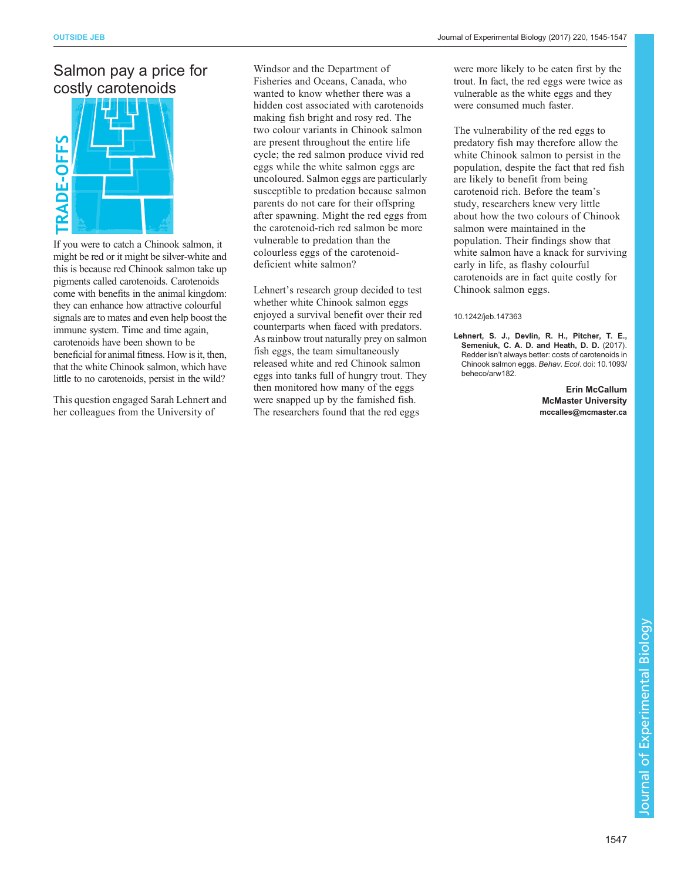# Salmon pay a price for costly carotenoids

TRADE-OFFS

If you were to catch a Chinook salmon, it might be red or it might be silver-white and this is because red Chinook salmon take up pigments called carotenoids. Carotenoids come with benefits in the animal kingdom: they can enhance how attractive colourful signals are to mates and even help boost the immune system. Time and time again, carotenoids have been shown to be beneficial for animal fitness. How is it, then, that the white Chinook salmon, which have little to no carotenoids, persist in the wild?

This question engaged Sarah Lehnert and her colleagues from the University of Windsor and the Department of Fisheries and Oceans, Canada, who wanted to know whether there was a hidden cost associated with carotenoids making fish bright and rosy red. The two colour variants in Chinook salmon are present throughout the entire life cycle; the red salmon produce vivid red eggs while the white salmon eggs are uncoloured. Salmon eggs are particularly susceptible to predation because salmon parents do not care for their offspring after spawning. Might the red eggs from the carotenoid-rich red salmon be more vulnerable to predation than the colourless eggs of the carotenoid-deficient white salmon?

Lehnert's research group decided to test whether white Chinook salmon eggs enjoyed a survival benefit over their red counterparts when faced with predators. As rainbow trout naturally prey on salmon fish eggs, the team simultaneously released white and red Chinook salmon eggs into tanks full of hungry trout. They then monitored how many of the eggs were snapped up by the famished fish. The researchers found that the red eggs were more likely to be eaten first by the trout. In fact, the red eggs were twice as vulnerable as the white eggs and they were consumed much faster.

The vulnerability of the red eggs to predatory fish may therefore allow the white Chinook salmon to persist in the population, despite the fact that red fish are likely to benefit from being carotenoid rich. Before the team's study, researchers knew very little about how the two colours of Chinook salmon were maintained in the population. Their findings show that white salmon have a knack for surviving early in life, as flashy colourful carotenoids are in fact quite costly for Chinook salmon eggs.

10.1242/jeb.147363

**Lehnert, S. J., Devlin, R. H., Pitcher, T. E., Semeniuk, C. A. D. and Heath, D. D.** (2017). Redder isn't always better: costs of carotenoids in Chinook salmon eggs. *Behav. Ecol.* doi: 10.1093/beheco/arw182.

**Erin McCallum**
**McMaster University**
**mccalles@mcmaster.ca**